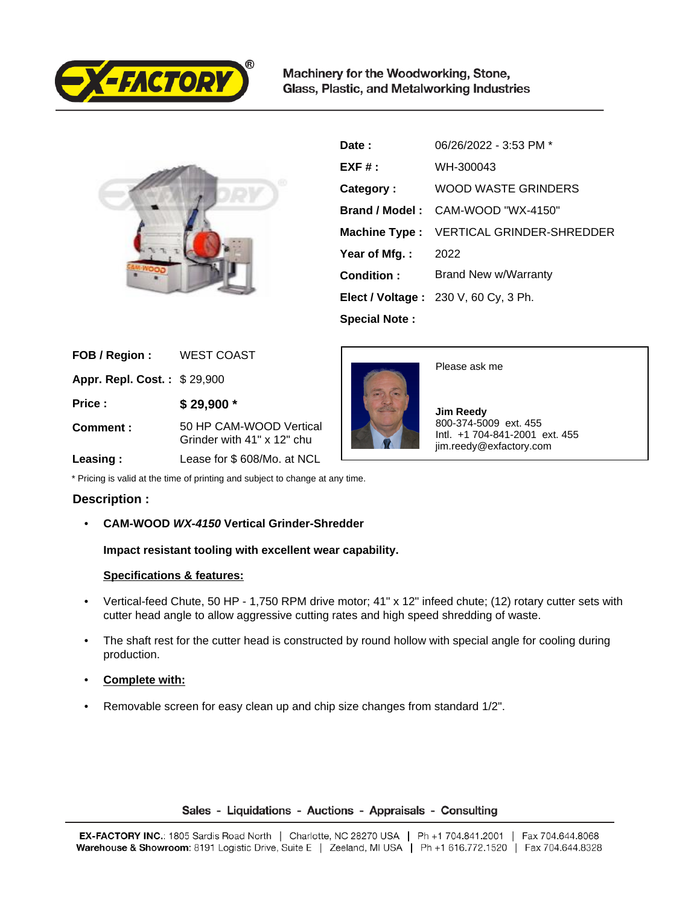Machinery for the Woodworking, Stone, Glass, Plastic, and Metalworking Industries

| | |
|---|---|
| **Date :** | 06/26/2022 - 3:53 PM * |
| **EXF # :** | WH-300043 |
| **Category :** | WOOD WASTE GRINDERS |
| **Brand / Model :** | CAM-WOOD "WX-4150" |
| **Machine Type :** | VERTICAL GRINDER-SHREDDER |
| **Year of Mfg. :** | 2022 |
| **Condition :** | Brand New w/Warranty |
| **Elect / Voltage :** | 230 V, 60 Cy, 3 Ph. |
| **Special Note :** | |

| | |
|---|---|
| **FOB / Region :** | WEST COAST |
| **Appr. Repl. Cost. :** | $ 29,900 |
| **Price :** | **$ 29,900 *** |
| **Comment :** | 50 HP CAM-WOOD Vertical Grinder with 41" x 12" chu |
| **Leasing :** | Lease for $ 608/Mo. at NCL |

Please ask me

**Jim Reedy**
800-374-5009 ext. 455
Intl. +1 704-841-2001 ext. 455
jim.reedy@exfactory.com

* Pricing is valid at the time of printing and subject to change at any time.

## Description :

- **CAM-WOOD *WX-4150* Vertical Grinder-Shredder**

  **Impact resistant tooling with excellent wear capability.**

  **Specifications & features:**

- Vertical-feed Chute, 50 HP - 1,750 RPM drive motor; 41" x 12" infeed chute; (12) rotary cutter sets with cutter head angle to allow aggressive cutting rates and high speed shredding of waste.
- The shaft rest for the cutter head is constructed by round hollow with special angle for cooling during production.
- **Complete with:**
- Removable screen for easy clean up and chip size changes from standard 1/2".

Sales - Liquidations - Auctions - Appraisals - Consulting

**EX-FACTORY INC.**: 1805 Sardis Road North | Charlotte, NC 28270 USA | Ph +1 704.841.2001 | Fax 704.644.8068
**Warehouse & Showroom**: 8191 Logistic Drive, Suite E | Zeeland, MI USA | Ph +1 616.772.1520 | Fax 704.644.8328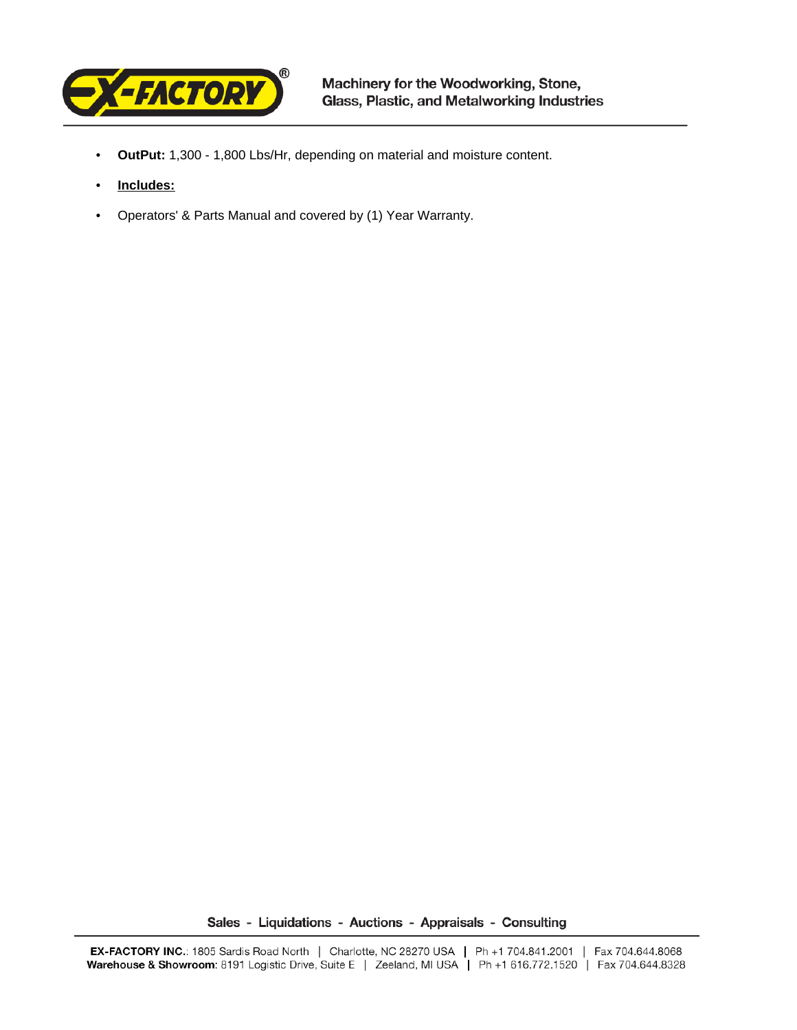- **OutPut:** 1,300 - 1,800 Lbs/Hr, depending on material and moisture content.
- <u>**Includes:**</u>
- Operators' & Parts Manual and covered by (1) Year Warranty.